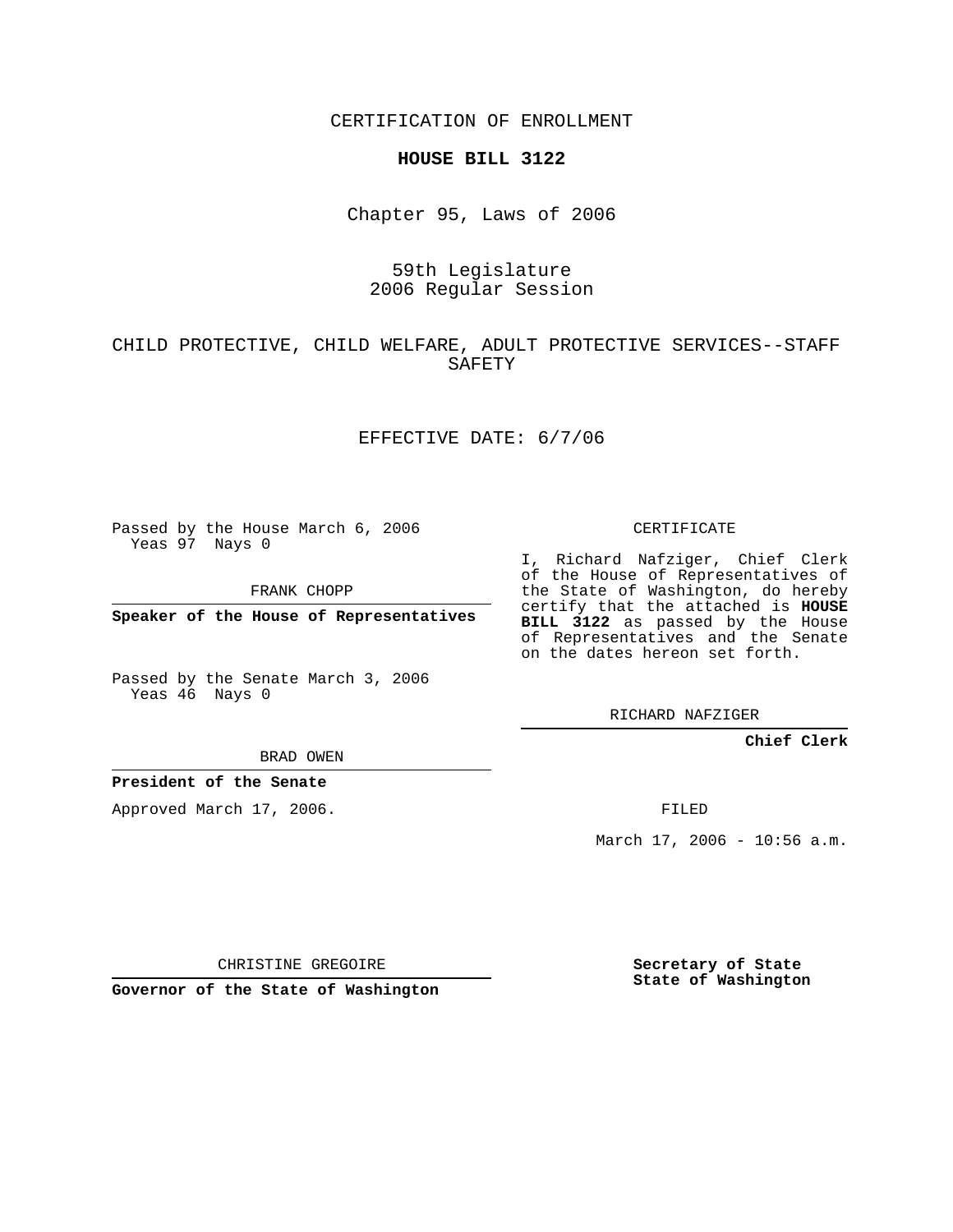CERTIFICATION OF ENROLLMENT

# HOUSE BILL 3122

Chapter 95, Laws of 2006

59th Legislature
2006 Regular Session

CHILD PROTECTIVE, CHILD WELFARE, ADULT PROTECTIVE SERVICES--STAFF SAFETY

EFFECTIVE DATE: 6/7/06

Passed by the House March 6, 2006
Yeas 97 Nays 0

FRANK CHOPP

**Speaker of the House of Representatives**

Passed by the Senate March 3, 2006
Yeas 46 Nays 0

BRAD OWEN

**President of the Senate**

Approved March 17, 2006.

CHRISTINE GREGOIRE

**Governor of the State of Washington**

CERTIFICATE

I, Richard Nafziger, Chief Clerk of the House of Representatives of the State of Washington, do hereby certify that the attached is **HOUSE BILL 3122** as passed by the House of Representatives and the Senate on the dates hereon set forth.

RICHARD NAFZIGER

**Chief Clerk**

FILED

March 17, 2006 - 10:56 a.m.

**Secretary of State**
**State of Washington**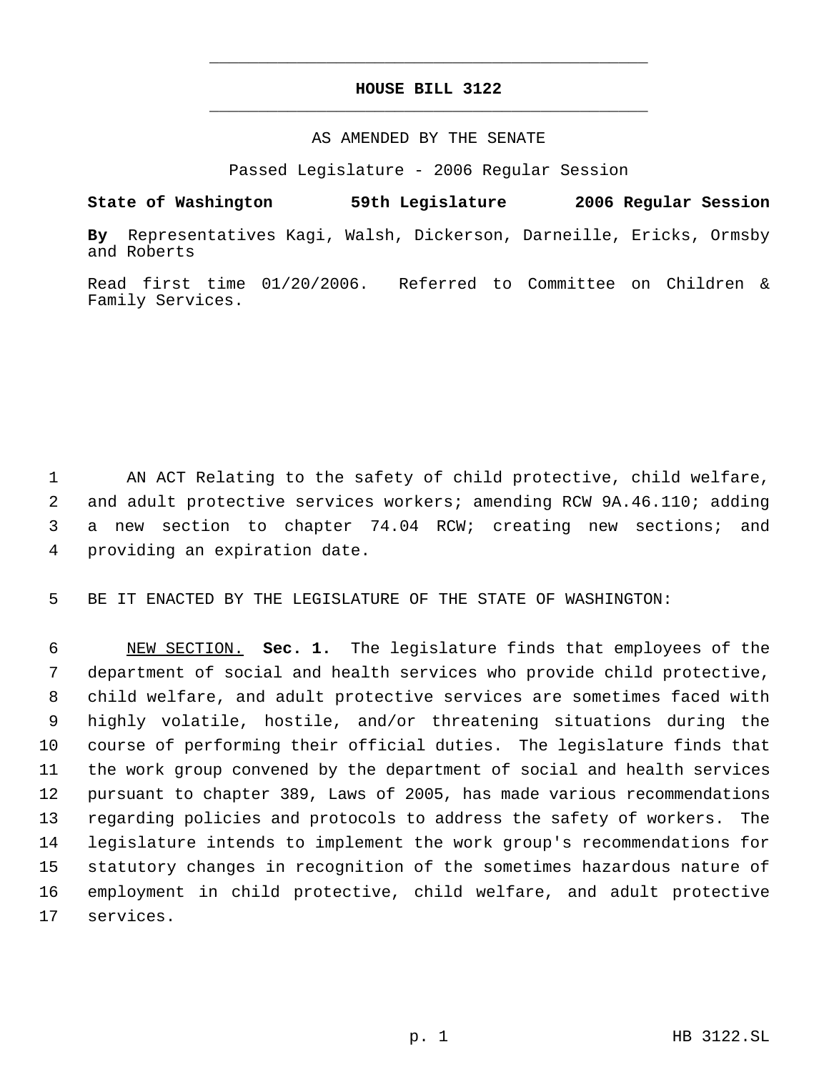# HOUSE BILL 3122

AS AMENDED BY THE SENATE

Passed Legislature - 2006 Regular Session

**State of Washington 59th Legislature 2006 Regular Session**

**By** Representatives Kagi, Walsh, Dickerson, Darneille, Ericks, Ormsby and Roberts

Read first time 01/20/2006. Referred to Committee on Children & Family Services.

AN ACT Relating to the safety of child protective, child welfare, and adult protective services workers; amending RCW 9A.46.110; adding a new section to chapter 74.04 RCW; creating new sections; and providing an expiration date.

BE IT ENACTED BY THE LEGISLATURE OF THE STATE OF WASHINGTON:

NEW SECTION. **Sec. 1.** The legislature finds that employees of the department of social and health services who provide child protective, child welfare, and adult protective services are sometimes faced with highly volatile, hostile, and/or threatening situations during the course of performing their official duties. The legislature finds that the work group convened by the department of social and health services pursuant to chapter 389, Laws of 2005, has made various recommendations regarding policies and protocols to address the safety of workers. The legislature intends to implement the work group's recommendations for statutory changes in recognition of the sometimes hazardous nature of employment in child protective, child welfare, and adult protective services.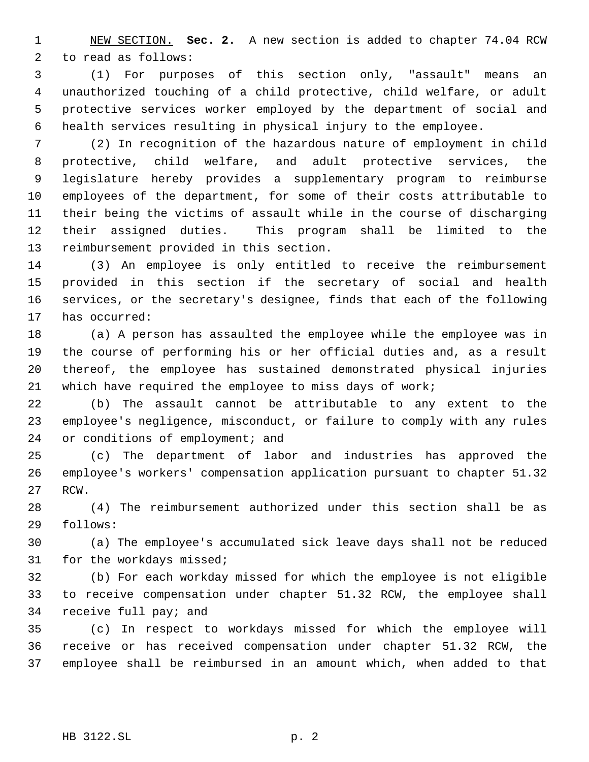NEW SECTION. **Sec. 2.** A new section is added to chapter 74.04 RCW to read as follows:

(1) For purposes of this section only, "assault" means an unauthorized touching of a child protective, child welfare, or adult protective services worker employed by the department of social and health services resulting in physical injury to the employee.

(2) In recognition of the hazardous nature of employment in child protective, child welfare, and adult protective services, the legislature hereby provides a supplementary program to reimburse employees of the department, for some of their costs attributable to their being the victims of assault while in the course of discharging their assigned duties. This program shall be limited to the reimbursement provided in this section.

(3) An employee is only entitled to receive the reimbursement provided in this section if the secretary of social and health services, or the secretary's designee, finds that each of the following has occurred:

(a) A person has assaulted the employee while the employee was in the course of performing his or her official duties and, as a result thereof, the employee has sustained demonstrated physical injuries which have required the employee to miss days of work;

(b) The assault cannot be attributable to any extent to the employee's negligence, misconduct, or failure to comply with any rules or conditions of employment; and

(c) The department of labor and industries has approved the employee's workers' compensation application pursuant to chapter 51.32 RCW.

(4) The reimbursement authorized under this section shall be as follows:

(a) The employee's accumulated sick leave days shall not be reduced for the workdays missed;

(b) For each workday missed for which the employee is not eligible to receive compensation under chapter 51.32 RCW, the employee shall receive full pay; and

(c) In respect to workdays missed for which the employee will receive or has received compensation under chapter 51.32 RCW, the employee shall be reimbursed in an amount which, when added to that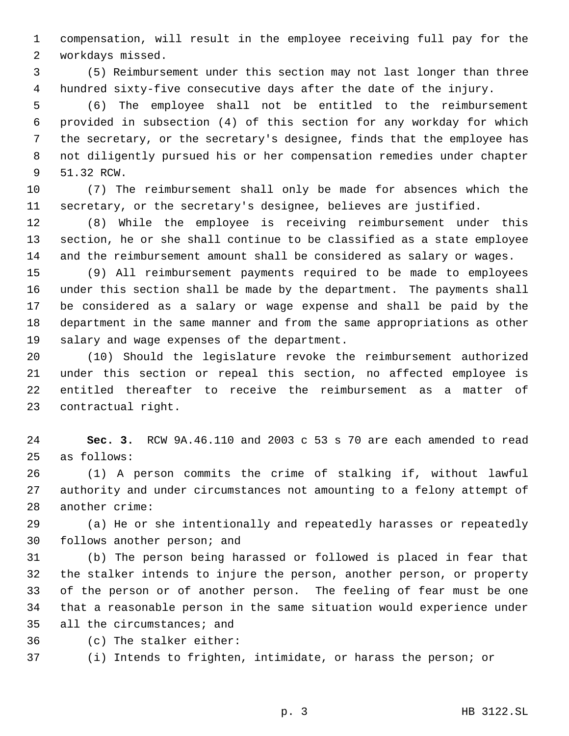compensation, will result in the employee receiving full pay for the workdays missed.

(5) Reimbursement under this section may not last longer than three hundred sixty-five consecutive days after the date of the injury.

(6) The employee shall not be entitled to the reimbursement provided in subsection (4) of this section for any workday for which the secretary, or the secretary's designee, finds that the employee has not diligently pursued his or her compensation remedies under chapter 51.32 RCW.

(7) The reimbursement shall only be made for absences which the secretary, or the secretary's designee, believes are justified.

(8) While the employee is receiving reimbursement under this section, he or she shall continue to be classified as a state employee and the reimbursement amount shall be considered as salary or wages.

(9) All reimbursement payments required to be made to employees under this section shall be made by the department. The payments shall be considered as a salary or wage expense and shall be paid by the department in the same manner and from the same appropriations as other salary and wage expenses of the department.

(10) Should the legislature revoke the reimbursement authorized under this section or repeal this section, no affected employee is entitled thereafter to receive the reimbursement as a matter of contractual right.

**Sec. 3.** RCW 9A.46.110 and 2003 c 53 s 70 are each amended to read as follows:

(1) A person commits the crime of stalking if, without lawful authority and under circumstances not amounting to a felony attempt of another crime:

(a) He or she intentionally and repeatedly harasses or repeatedly follows another person; and

(b) The person being harassed or followed is placed in fear that the stalker intends to injure the person, another person, or property of the person or of another person. The feeling of fear must be one that a reasonable person in the same situation would experience under all the circumstances; and

(c) The stalker either:

(i) Intends to frighten, intimidate, or harass the person; or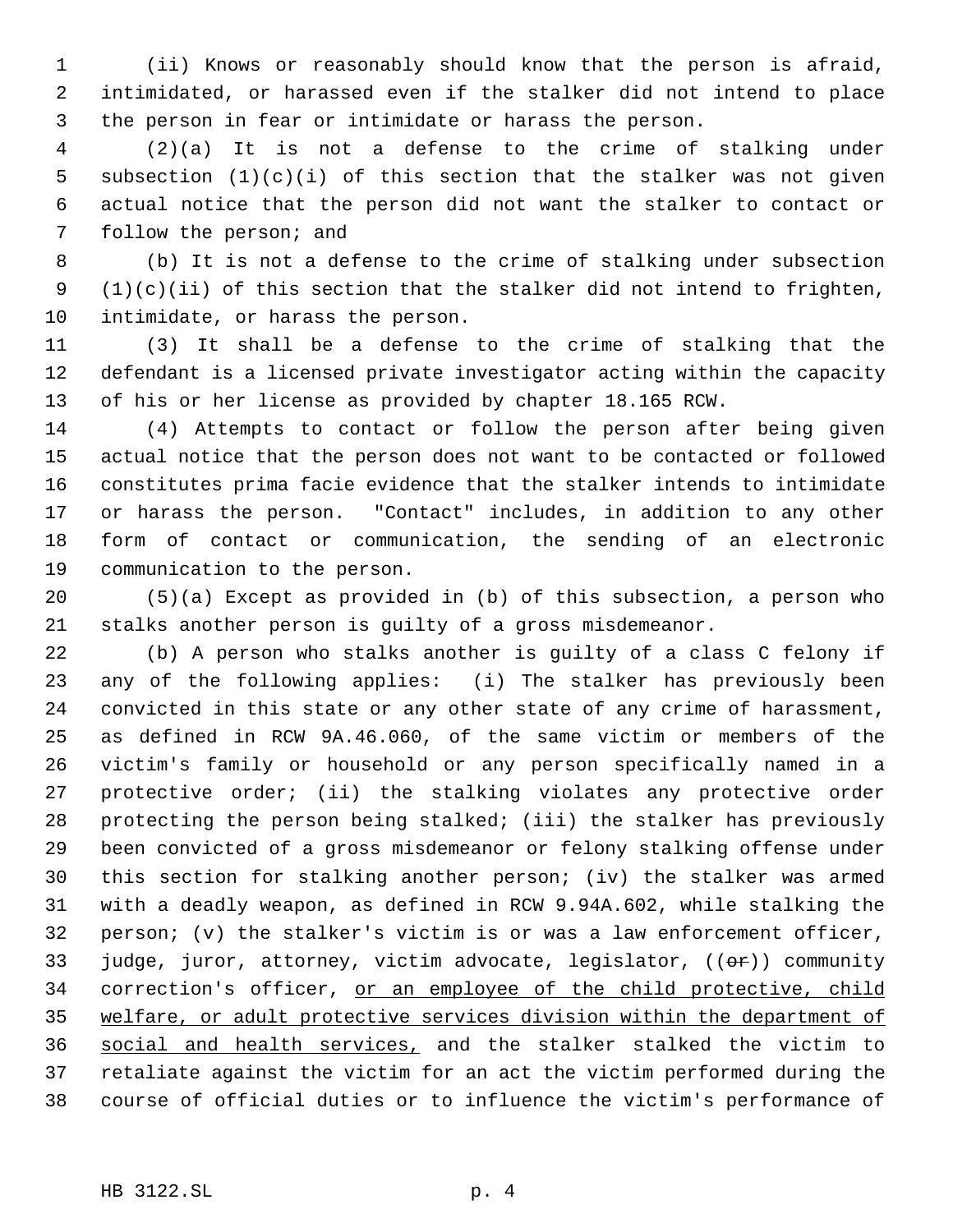(ii) Knows or reasonably should know that the person is afraid, intimidated, or harassed even if the stalker did not intend to place the person in fear or intimidate or harass the person.

(2)(a) It is not a defense to the crime of stalking under subsection (1)(c)(i) of this section that the stalker was not given actual notice that the person did not want the stalker to contact or follow the person; and

(b) It is not a defense to the crime of stalking under subsection (1)(c)(ii) of this section that the stalker did not intend to frighten, intimidate, or harass the person.

(3) It shall be a defense to the crime of stalking that the defendant is a licensed private investigator acting within the capacity of his or her license as provided by chapter 18.165 RCW.

(4) Attempts to contact or follow the person after being given actual notice that the person does not want to be contacted or followed constitutes prima facie evidence that the stalker intends to intimidate or harass the person. "Contact" includes, in addition to any other form of contact or communication, the sending of an electronic communication to the person.

(5)(a) Except as provided in (b) of this subsection, a person who stalks another person is guilty of a gross misdemeanor.

(b) A person who stalks another is guilty of a class C felony if any of the following applies: (i) The stalker has previously been convicted in this state or any other state of any crime of harassment, as defined in RCW 9A.46.060, of the same victim or members of the victim's family or household or any person specifically named in a protective order; (ii) the stalking violates any protective order protecting the person being stalked; (iii) the stalker has previously been convicted of a gross misdemeanor or felony stalking offense under this section for stalking another person; (iv) the stalker was armed with a deadly weapon, as defined in RCW 9.94A.602, while stalking the person; (v) the stalker's victim is or was a law enforcement officer, judge, juror, attorney, victim advocate, legislator, ((~~or~~)) community correction's officer, <u>or an employee of the child protective, child welfare, or adult protective services division within the department of social and health services,</u> and the stalker stalked the victim to retaliate against the victim for an act the victim performed during the course of official duties or to influence the victim's performance of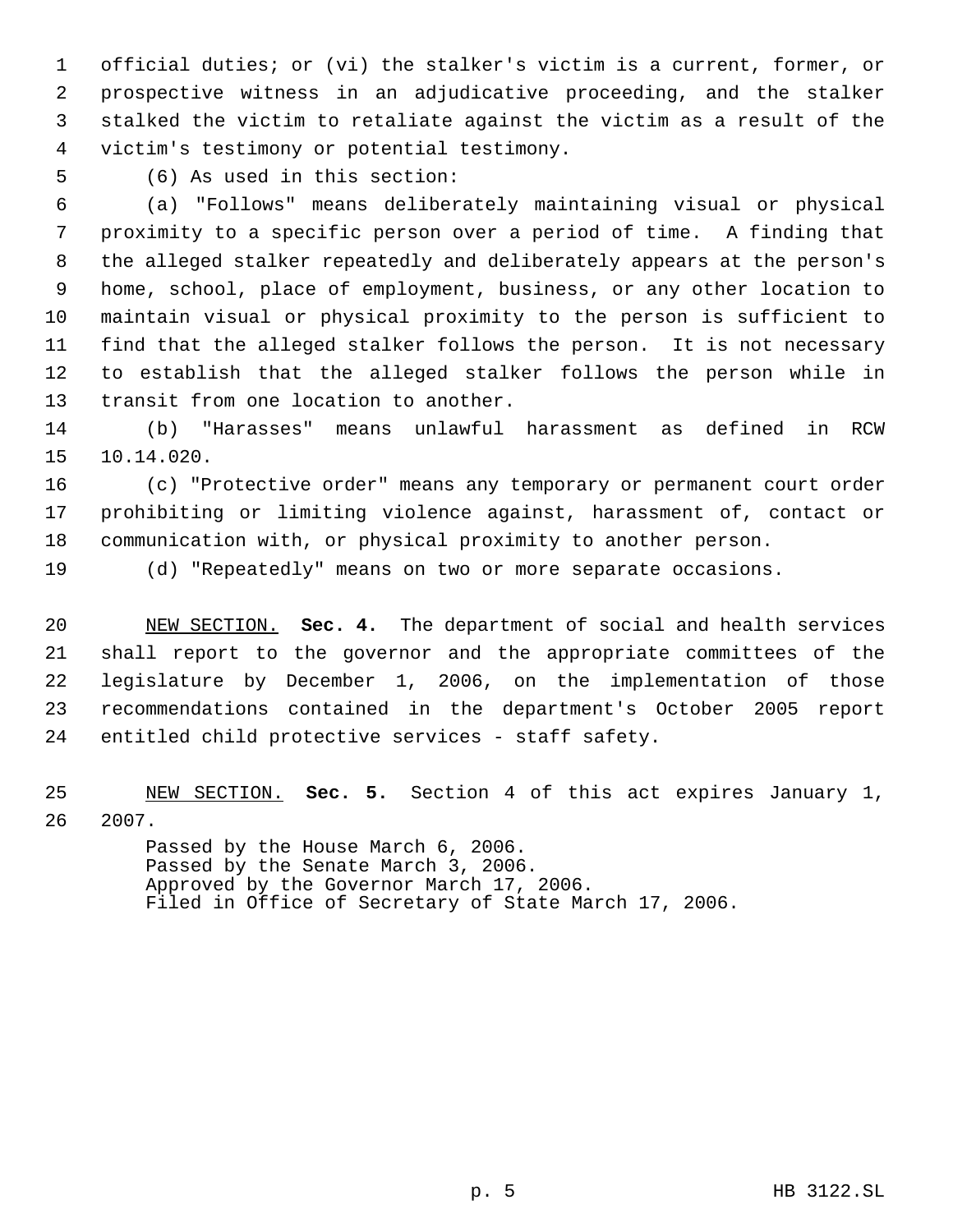official duties; or (vi) the stalker's victim is a current, former, or prospective witness in an adjudicative proceeding, and the stalker stalked the victim to retaliate against the victim as a result of the victim's testimony or potential testimony.

(6) As used in this section:

(a) "Follows" means deliberately maintaining visual or physical proximity to a specific person over a period of time. A finding that the alleged stalker repeatedly and deliberately appears at the person's home, school, place of employment, business, or any other location to maintain visual or physical proximity to the person is sufficient to find that the alleged stalker follows the person. It is not necessary to establish that the alleged stalker follows the person while in transit from one location to another.

(b) "Harasses" means unlawful harassment as defined in RCW 10.14.020.

(c) "Protective order" means any temporary or permanent court order prohibiting or limiting violence against, harassment of, contact or communication with, or physical proximity to another person.

(d) "Repeatedly" means on two or more separate occasions.

NEW SECTION. **Sec. 4.** The department of social and health services shall report to the governor and the appropriate committees of the legislature by December 1, 2006, on the implementation of those recommendations contained in the department's October 2005 report entitled child protective services - staff safety.

NEW SECTION. **Sec. 5.** Section 4 of this act expires January 1, 2007.

Passed by the House March 6, 2006.
Passed by the Senate March 3, 2006.
Approved by the Governor March 17, 2006.
Filed in Office of Secretary of State March 17, 2006.